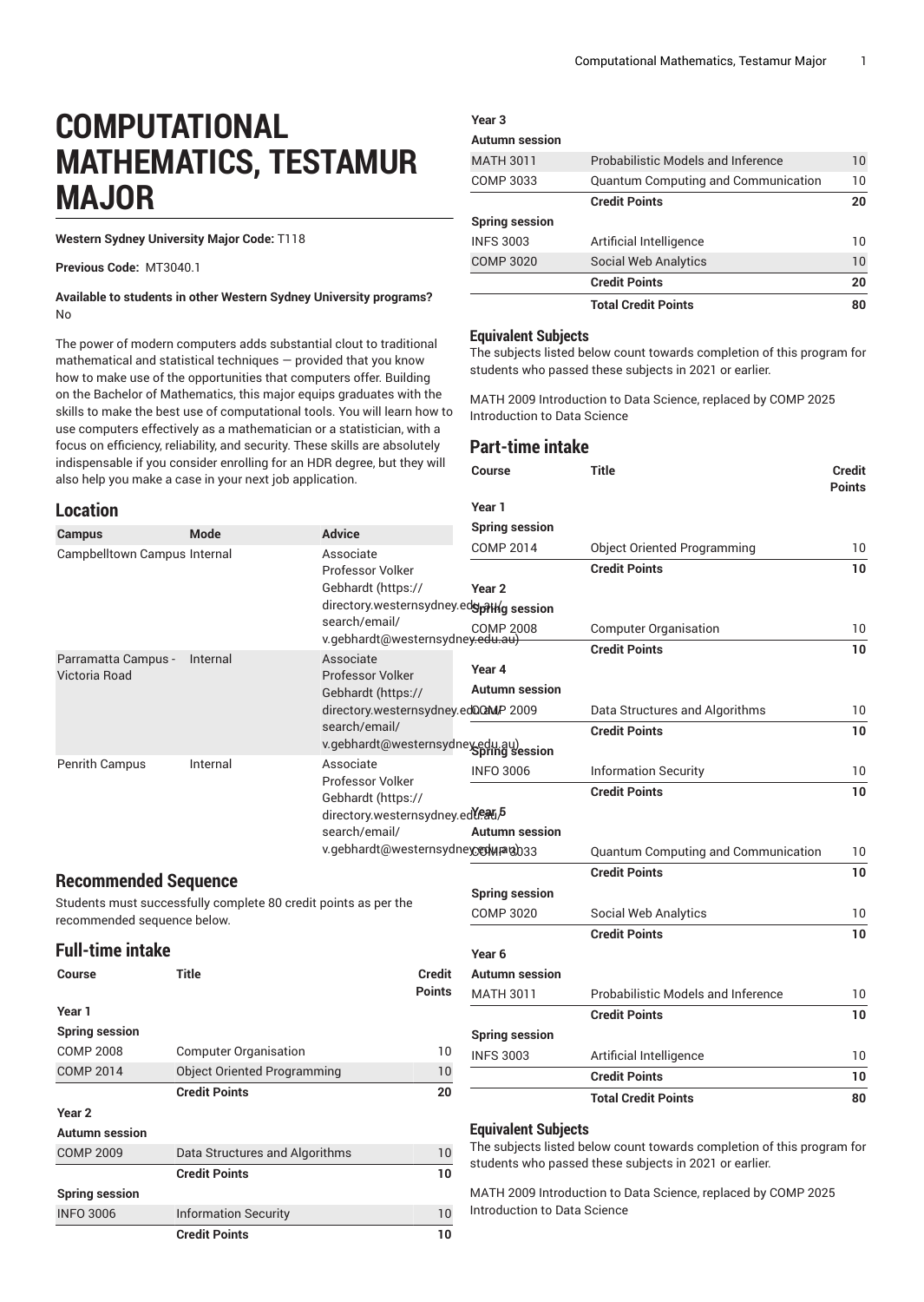# COMPUTATIONAL MATHEMATICS, TESTAMUR MAJOR

**Western Sydney University Major Code:** T118

**Previous Code:** MT3040.1

**Available to students in other Western Sydney University programs?**
No

The power of modern computers adds substantial clout to traditional mathematical and statistical techniques — provided that you know how to make use of the opportunities that computers offer. Building on the Bachelor of Mathematics, this major equips graduates with the skills to make the best use of computational tools. You will learn how to use computers effectively as a mathematician or a statistician, with a focus on efficiency, reliability, and security. These skills are absolutely indispensable if you consider enrolling for an HDR degree, but they will also help you make a case in your next job application.

## Location

| Campus | Mode | Advice |
|---|---|---|
| Campbelltown Campus | Internal | Associate Professor Volker Gebhardt (https://directory.westernsydney.edu.au/search/email/v.gebhardt@westernsydney.edu.au) |
| Parramatta Campus - Victoria Road | Internal | Associate Professor Volker Gebhardt (https://directory.westernsydney.edu.au/search/email/v.gebhardt@westernsydney.edu.au) |
| Penrith Campus | Internal | Associate Professor Volker Gebhardt (https://directory.westernsydney.edu.au/search/email/v.gebhardt@westernsydney.edu.au) |

## Recommended Sequence

Students must successfully complete 80 credit points as per the recommended sequence below.

## Full-time intake

| Course | Title | Credit Points |
|---|---|---|
| **Year 1** | | |
| **Spring session** | | |
| COMP 2008 | Computer Organisation | 10 |
| COMP 2014 | Object Oriented Programming | 10 |
| | **Credit Points** | **20** |
| **Year 2** | | |
| **Autumn session** | | |
| COMP 2009 | Data Structures and Algorithms | 10 |
| | **Credit Points** | **10** |
| **Spring session** | | |
| INFO 3006 | Information Security | 10 |
| | **Credit Points** | **10** |
| **Year 3** | | |
| **Autumn session** | | |
| MATH 3011 | Probabilistic Models and Inference | 10 |
| COMP 3033 | Quantum Computing and Communication | 10 |
| | **Credit Points** | **20** |
| **Spring session** | | |
| INFS 3003 | Artificial Intelligence | 10 |
| COMP 3020 | Social Web Analytics | 10 |
| | **Credit Points** | **20** |
| | **Total Credit Points** | **80** |

### Equivalent Subjects

The subjects listed below count towards completion of this program for students who passed these subjects in 2021 or earlier.

MATH 2009 Introduction to Data Science, replaced by COMP 2025 Introduction to Data Science

## Part-time intake

| Course | Title | Credit Points |
|---|---|---|
| **Year 1** | | |
| **Spring session** | | |
| COMP 2014 | Object Oriented Programming | 10 |
| | **Credit Points** | **10** |
| **Year 2** | | |
| **Spring session** | | |
| COMP 2008 | Computer Organisation | 10 |
| | **Credit Points** | **10** |
| **Year 4** | | |
| **Autumn session** | | |
| COMP 2009 | Data Structures and Algorithms | 10 |
| | **Credit Points** | **10** |
| **Spring session** | | |
| INFO 3006 | Information Security | 10 |
| | **Credit Points** | **10** |
| **Year 5** | | |
| **Autumn session** | | |
| COMP 3033 | Quantum Computing and Communication | 10 |
| | **Credit Points** | **10** |
| **Spring session** | | |
| COMP 3020 | Social Web Analytics | 10 |
| | **Credit Points** | **10** |
| **Year 6** | | |
| **Autumn session** | | |
| MATH 3011 | Probabilistic Models and Inference | 10 |
| | **Credit Points** | **10** |
| **Spring session** | | |
| INFS 3003 | Artificial Intelligence | 10 |
| | **Credit Points** | **10** |
| | **Total Credit Points** | **80** |

### Equivalent Subjects

The subjects listed below count towards completion of this program for students who passed these subjects in 2021 or earlier.

MATH 2009 Introduction to Data Science, replaced by COMP 2025 Introduction to Data Science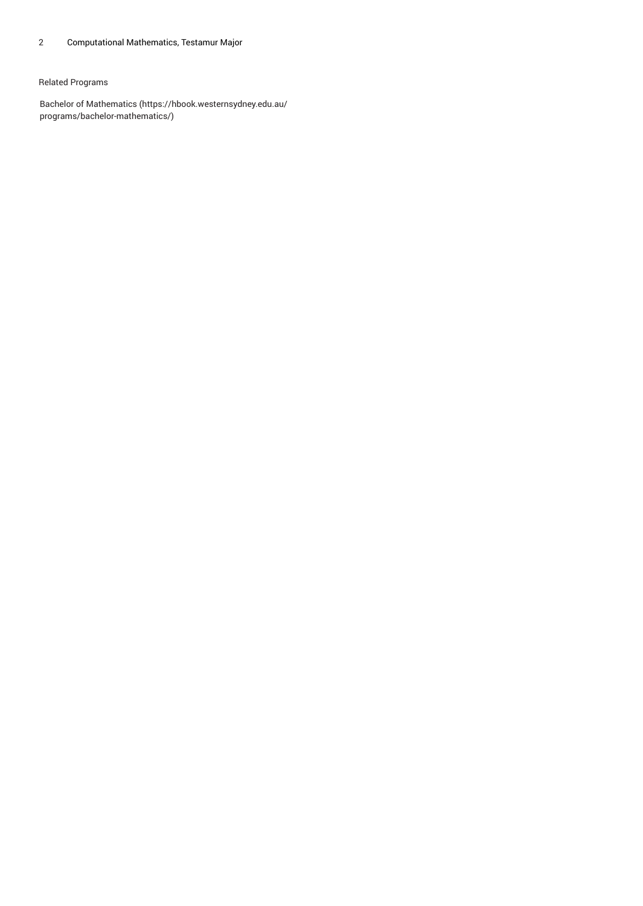Related Programs

Bachelor of Mathematics (https://hbook.westernsydney.edu.au/programs/bachelor-mathematics/)